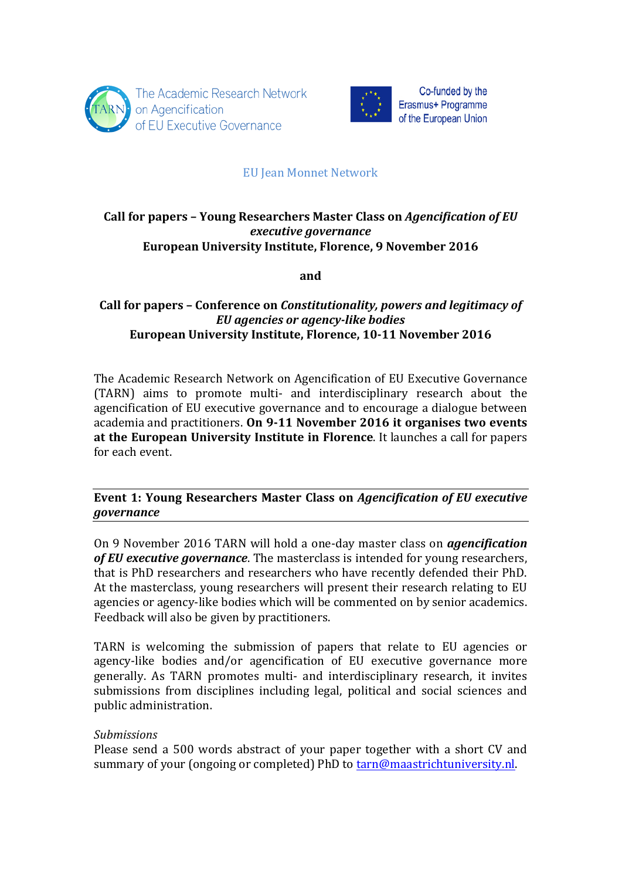The Academic Research Network on Agencification of EU Executive Governance

Co-funded by the Erasmus+ Programme of the European Union

EU Jean Monnet Network

**Call for papers – Young Researchers Master Class on *Agencification of EU executive governance***
**European University Institute, Florence, 9 November 2016**

**and**

**Call for papers – Conference on *Constitutionality, powers and legitimacy of EU agencies or agency-like bodies***
**European University Institute, Florence, 10-11 November 2016**

The Academic Research Network on Agencification of EU Executive Governance (TARN) aims to promote multi- and interdisciplinary research about the agencification of EU executive governance and to encourage a dialogue between academia and practitioners. **On 9-11 November 2016 it organises two events at the European University Institute in Florence**. It launches a call for papers for each event.

## Event 1: Young Researchers Master Class on *Agencification of EU executive governance*

On 9 November 2016 TARN will hold a one-day master class on ***agencification of EU executive governance***. The masterclass is intended for young researchers, that is PhD researchers and researchers who have recently defended their PhD. At the masterclass, young researchers will present their research relating to EU agencies or agency-like bodies which will be commented on by senior academics. Feedback will also be given by practitioners.

TARN is welcoming the submission of papers that relate to EU agencies or agency-like bodies and/or agencification of EU executive governance more generally. As TARN promotes multi- and interdisciplinary research, it invites submissions from disciplines including legal, political and social sciences and public administration.

*Submissions*
Please send a 500 words abstract of your paper together with a short CV and summary of your (ongoing or completed) PhD to tarn@maastrichtuniversity.nl.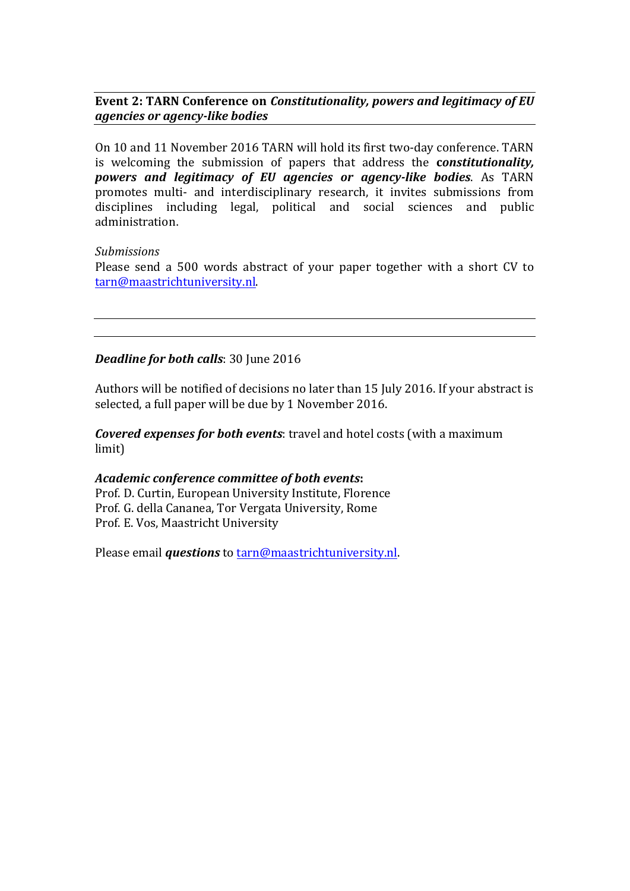**Event 2: TARN Conference on *Constitutionality, powers and legitimacy of EU agencies or agency-like bodies***

On 10 and 11 November 2016 TARN will hold its first two-day conference. TARN is welcoming the submission of papers that address the ***constitutionality, powers and legitimacy of EU agencies or agency-like bodies***. As TARN promotes multi- and interdisciplinary research, it invites submissions from disciplines including legal, political and social sciences and public administration.

*Submissions*

Please send a 500 words abstract of your paper together with a short CV to tarn@maastrichtuniversity.nl.

---

***Deadline for both calls***: 30 June 2016

Authors will be notified of decisions no later than 15 July 2016. If your abstract is selected, a full paper will be due by 1 November 2016.

***Covered expenses for both events***: travel and hotel costs (with a maximum limit)

***Academic conference committee of both events*:**
Prof. D. Curtin, European University Institute, Florence
Prof. G. della Cananea, Tor Vergata University, Rome
Prof. E. Vos, Maastricht University

Please email ***questions*** to tarn@maastrichtuniversity.nl.